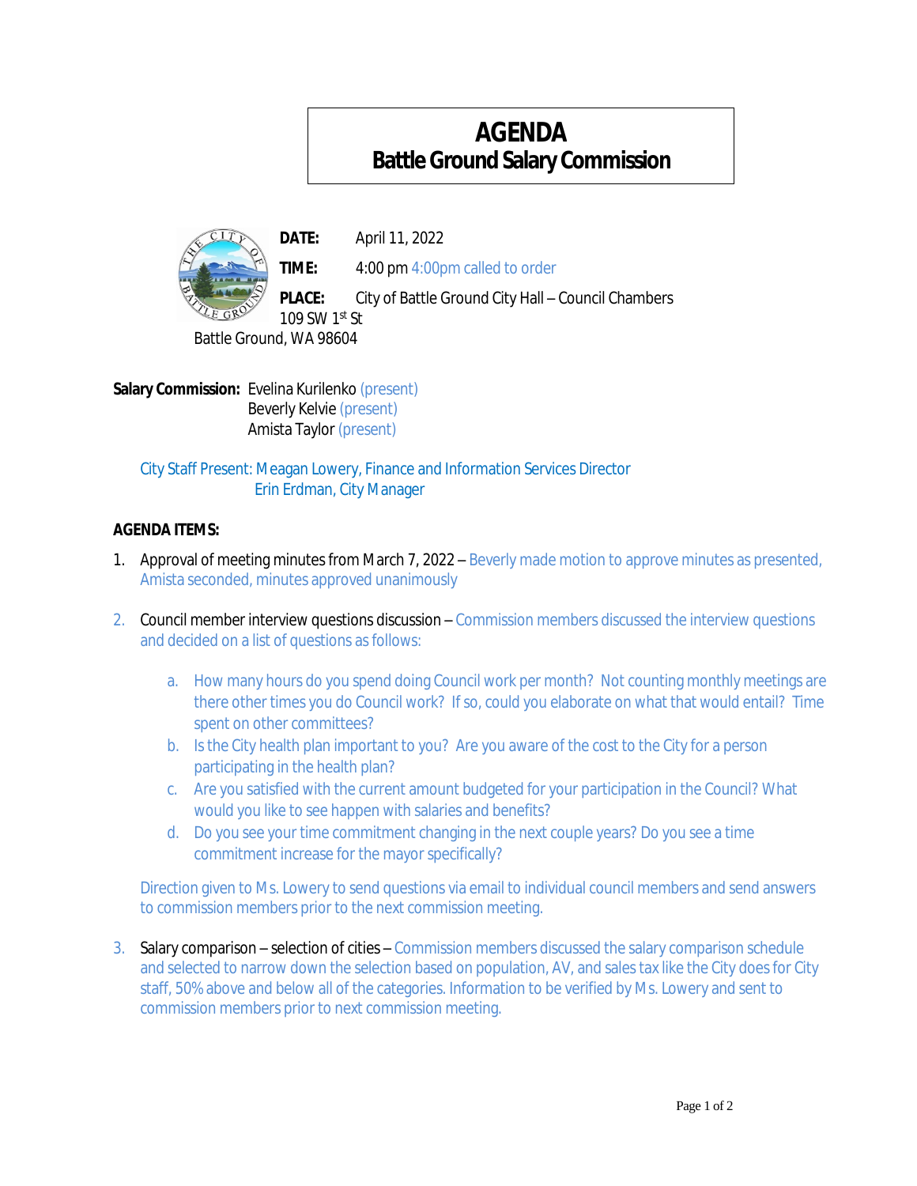# AGENDA
## Battle Ground Salary Commission

**DATE:** April 11, 2022

**TIME:** 4:00 pm 4:00pm called to order

**PLACE:** City of Battle Ground City Hall – Council Chambers
109 SW 1st St
Battle Ground, WA 98604

**Salary Commission:** Evelina Kurilenko (present)
Beverly Kelvie (present)
Amista Taylor (present)

City Staff Present: Meagan Lowery, Finance and Information Services Director
Erin Erdman, City Manager

**AGENDA ITEMS:**

1. Approval of meeting minutes from March 7, 2022 – Beverly made motion to approve minutes as presented, Amista seconded, minutes approved unanimously

2. Council member interview questions discussion – Commission members discussed the interview questions and decided on a list of questions as follows:

   a. How many hours do you spend doing Council work per month? Not counting monthly meetings are there other times you do Council work? If so, could you elaborate on what that would entail? Time spent on other committees?
   b. Is the City health plan important to you? Are you aware of the cost to the City for a person participating in the health plan?
   c. Are you satisfied with the current amount budgeted for your participation in the Council? What would you like to see happen with salaries and benefits?
   d. Do you see your time commitment changing in the next couple years? Do you see a time commitment increase for the mayor specifically?

   Direction given to Ms. Lowery to send questions via email to individual council members and send answers to commission members prior to the next commission meeting.

3. Salary comparison – selection of cities – Commission members discussed the salary comparison schedule and selected to narrow down the selection based on population, AV, and sales tax like the City does for City staff, 50% above and below all of the categories. Information to be verified by Ms. Lowery and sent to commission members prior to next commission meeting.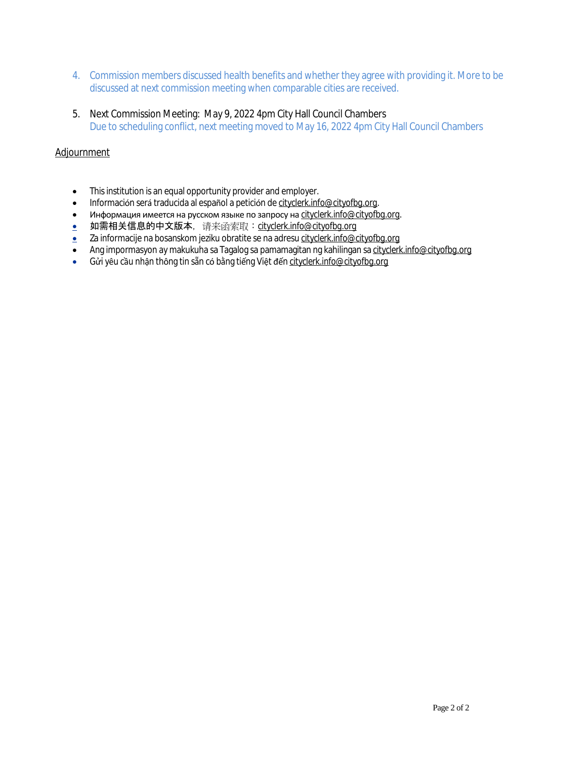4. Commission members discussed health benefits and whether they agree with providing it. More to be discussed at next commission meeting when comparable cities are received.

5. Next Commission Meeting: May 9, 2022 4pm City Hall Council Chambers
   Due to scheduling conflict, next meeting moved to May 16, 2022 4pm City Hall Council Chambers

Adjournment

- This institution is an equal opportunity provider and employer.
- Información será traducida al español a petición de cityclerk.info@cityofbg.org.
- Информация имеется на русском языке по запросу на cityclerk.info@cityofbg.org.
- 如需相关信息的中文版本，请来函索取：cityclerk.info@cityofbg.org
- Za informacije na bosanskom jeziku obratite se na adresu cityclerk.info@cityofbg.org
- Ang impormasyon ay makukuha sa Tagalog sa pamamagitan ng kahilingan sa cityclerk.info@cityofbg.org
- Gửi yêu cầu nhận thông tin sẵn có bằng tiếng Việt đến cityclerk.info@cityofbg.org